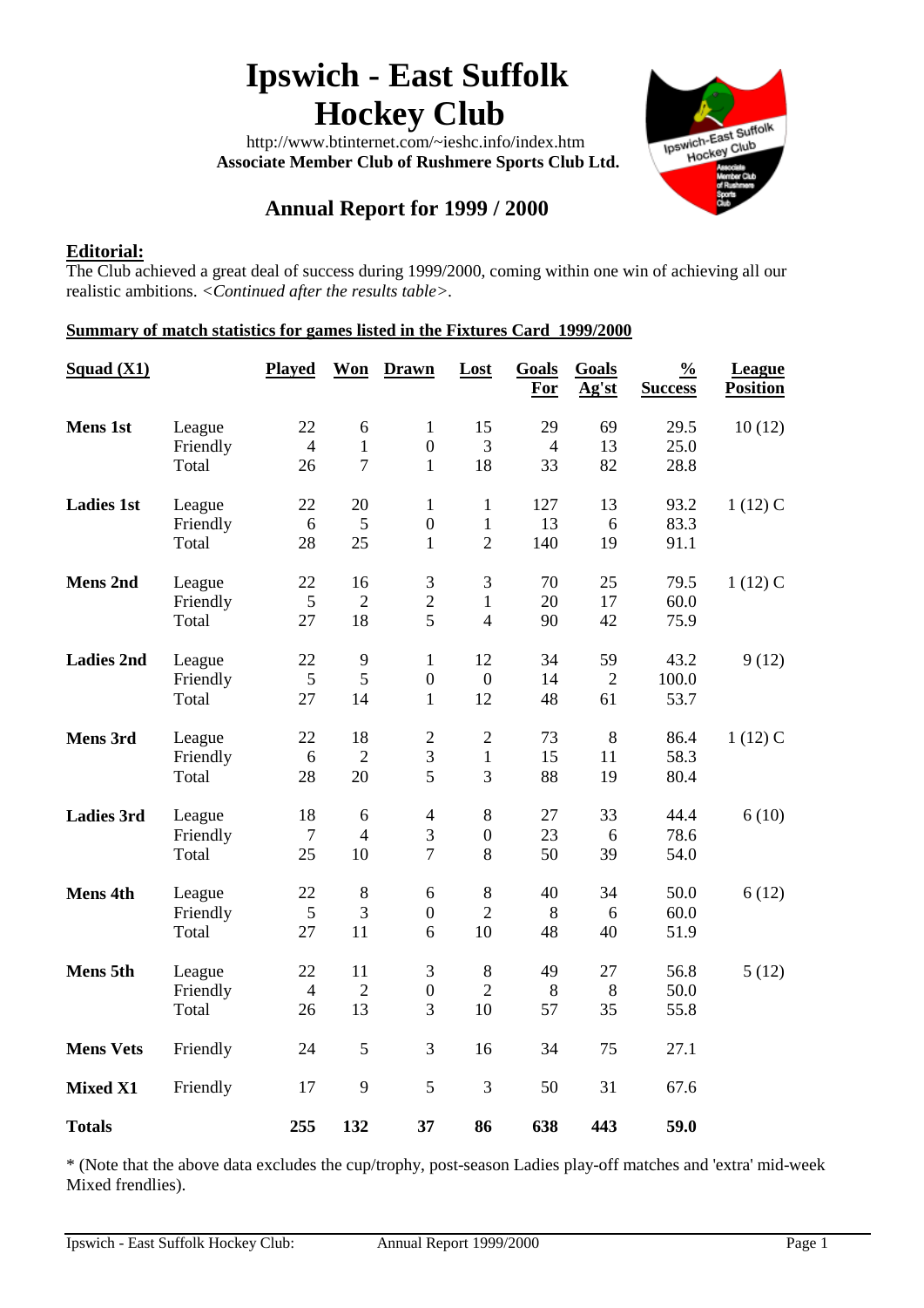# Ipswich - East Suffolk Hockey Club

http://www.btinternet.com/~ieshc.info/index.htm
**Associate Member Club of Rushmere Sports Club Ltd.**

## Annual Report for 1999 / 2000

**Editorial:**
The Club achieved a great deal of success during 1999/2000, coming within one win of achieving all our realistic ambitions. <*Continued after the results table>*.

**Summary of match statistics for games listed in the Fixtures Card 1999/2000**

| Squad (X1) | | Played | Won | Drawn | Lost | Goals For | Goals Ag'st | % Success | League Position |
|---|---|---|---|---|---|---|---|---|---|
| **Mens 1st** | League | 22 | 6 | 1 | 15 | 29 | 69 | 29.5 | 10 (12) |
| | Friendly | 4 | 1 | 0 | 3 | 4 | 13 | 25.0 | |
| | Total | 26 | 7 | 1 | 18 | 33 | 82 | 28.8 | |
| **Ladies 1st** | League | 22 | 20 | 1 | 1 | 127 | 13 | 93.2 | 1 (12) C |
| | Friendly | 6 | 5 | 0 | 1 | 13 | 6 | 83.3 | |
| | Total | 28 | 25 | 1 | 2 | 140 | 19 | 91.1 | |
| **Mens 2nd** | League | 22 | 16 | 3 | 3 | 70 | 25 | 79.5 | 1 (12) C |
| | Friendly | 5 | 2 | 2 | 1 | 20 | 17 | 60.0 | |
| | Total | 27 | 18 | 5 | 4 | 90 | 42 | 75.9 | |
| **Ladies 2nd** | League | 22 | 9 | 1 | 12 | 34 | 59 | 43.2 | 9 (12) |
| | Friendly | 5 | 5 | 0 | 0 | 14 | 2 | 100.0 | |
| | Total | 27 | 14 | 1 | 12 | 48 | 61 | 53.7 | |
| **Mens 3rd** | League | 22 | 18 | 2 | 2 | 73 | 8 | 86.4 | 1 (12) C |
| | Friendly | 6 | 2 | 3 | 1 | 15 | 11 | 58.3 | |
| | Total | 28 | 20 | 5 | 3 | 88 | 19 | 80.4 | |
| **Ladies 3rd** | League | 18 | 6 | 4 | 8 | 27 | 33 | 44.4 | 6 (10) |
| | Friendly | 7 | 4 | 3 | 0 | 23 | 6 | 78.6 | |
| | Total | 25 | 10 | 7 | 8 | 50 | 39 | 54.0 | |
| **Mens 4th** | League | 22 | 8 | 6 | 8 | 40 | 34 | 50.0 | 6 (12) |
| | Friendly | 5 | 3 | 0 | 2 | 8 | 6 | 60.0 | |
| | Total | 27 | 11 | 6 | 10 | 48 | 40 | 51.9 | |
| **Mens 5th** | League | 22 | 11 | 3 | 8 | 49 | 27 | 56.8 | 5 (12) |
| | Friendly | 4 | 2 | 0 | 2 | 8 | 8 | 50.0 | |
| | Total | 26 | 13 | 3 | 10 | 57 | 35 | 55.8 | |
| **Mens Vets** | Friendly | 24 | 5 | 3 | 16 | 34 | 75 | 27.1 | |
| **Mixed X1** | Friendly | 17 | 9 | 5 | 3 | 50 | 31 | 67.6 | |
| **Totals** | | **255** | **132** | **37** | **86** | **638** | **443** | **59.0** | |

* (Note that the above data excludes the cup/trophy, post-season Ladies play-off matches and 'extra' mid-week Mixed frendlies).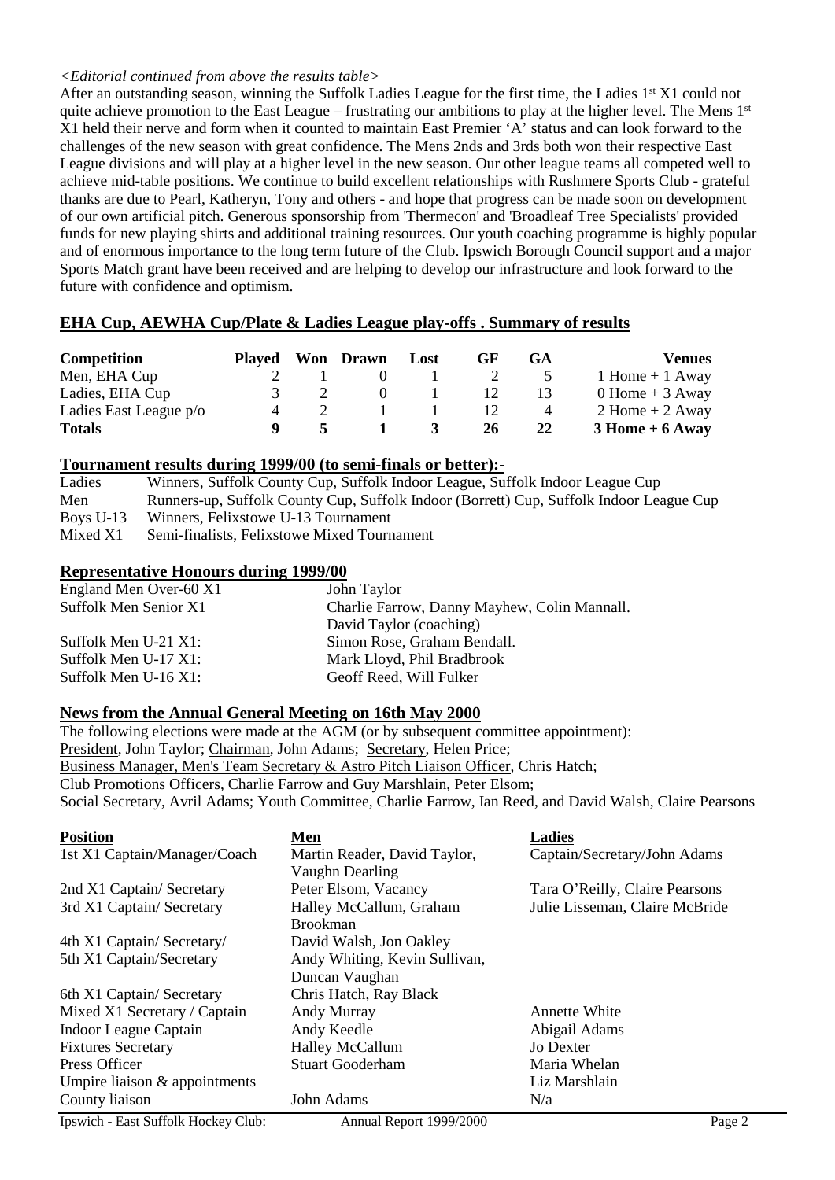*<Editorial continued from above the results table>*

After an outstanding season, winning the Suffolk Ladies League for the first time, the Ladies 1st X1 could not quite achieve promotion to the East League – frustrating our ambitions to play at the higher level. The Mens 1st X1 held their nerve and form when it counted to maintain East Premier 'A' status and can look forward to the challenges of the new season with great confidence. The Mens 2nds and 3rds both won their respective East League divisions and will play at a higher level in the new season. Our other league teams all competed well to achieve mid-table positions. We continue to build excellent relationships with Rushmere Sports Club - grateful thanks are due to Pearl, Katheryn, Tony and others - and hope that progress can be made soon on development of our own artificial pitch. Generous sponsorship from 'Thermecon' and 'Broadleaf Tree Specialists' provided funds for new playing shirts and additional training resources. Our youth coaching programme is highly popular and of enormous importance to the long term future of the Club. Ipswich Borough Council support and a major Sports Match grant have been received and are helping to develop our infrastructure and look forward to the future with confidence and optimism.

## EHA Cup, AEWHA Cup/Plate & Ladies League play-offs . Summary of results

| Competition | Played | Won | Drawn | Lost | GF | GA | Venues |
|---|---|---|---|---|---|---|---|
| Men, EHA Cup | 2 | 1 | 0 | 1 | 2 | 5 | 1 Home + 1 Away |
| Ladies, EHA Cup | 3 | 2 | 0 | 1 | 12 | 13 | 0 Home + 3 Away |
| Ladies East League p/o | 4 | 2 | 1 | 1 | 12 | 4 | 2 Home + 2 Away |
| **Totals** | **9** | **5** | **1** | **3** | **26** | **22** | **3 Home + 6 Away** |

## Tournament results during 1999/00 (to semi-finals or better):-

| | |
|---|---|
| Ladies | Winners, Suffolk County Cup, Suffolk Indoor League, Suffolk Indoor League Cup |
| Men | Runners-up, Suffolk County Cup, Suffolk Indoor (Borrett) Cup, Suffolk Indoor League Cup |
| Boys U-13 | Winners, Felixstowe U-13 Tournament |
| Mixed X1 | Semi-finalists, Felixstowe Mixed Tournament |

## Representative Honours during 1999/00

| | |
|---|---|
| England Men Over-60 X1 | John Taylor |
| Suffolk Men Senior X1 | Charlie Farrow, Danny Mayhew, Colin Mannall. David Taylor (coaching) |
| Suffolk Men U-21 X1: | Simon Rose, Graham Bendall. |
| Suffolk Men U-17 X1: | Mark Lloyd, Phil Bradbrook |
| Suffolk Men U-16 X1: | Geoff Reed, Will Fulker |

## News from the Annual General Meeting on 16th May 2000

The following elections were made at the AGM (or by subsequent committee appointment):
President, John Taylor; Chairman, John Adams; Secretary, Helen Price;
Business Manager, Men's Team Secretary & Astro Pitch Liaison Officer, Chris Hatch;
Club Promotions Officers, Charlie Farrow and Guy Marshlain, Peter Elsom;
Social Secretary, Avril Adams; Youth Committee, Charlie Farrow, Ian Reed, and David Walsh, Claire Pearsons

| Position | Men | Ladies |
|---|---|---|
| 1st X1 Captain/Manager/Coach | Martin Reader, David Taylor, Vaughn Dearling | Captain/Secretary/John Adams |
| 2nd X1 Captain/ Secretary | Peter Elsom, Vacancy | Tara O'Reilly, Claire Pearsons |
| 3rd X1 Captain/ Secretary | Halley McCallum, Graham Brookman | Julie Lisseman, Claire McBride |
| 4th X1 Captain/ Secretary/ | David Walsh, Jon Oakley | |
| 5th X1 Captain/Secretary | Andy Whiting, Kevin Sullivan, Duncan Vaughan | |
| 6th X1 Captain/ Secretary | Chris Hatch, Ray Black | |
| Mixed X1 Secretary / Captain | Andy Murray | Annette White |
| Indoor League Captain | Andy Keedle | Abigail Adams |
| Fixtures Secretary | Halley McCallum | Jo Dexter |
| Press Officer | Stuart Gooderham | Maria Whelan |
| Umpire liaison & appointments | | Liz Marshlain |
| County liaison | John Adams | N/a |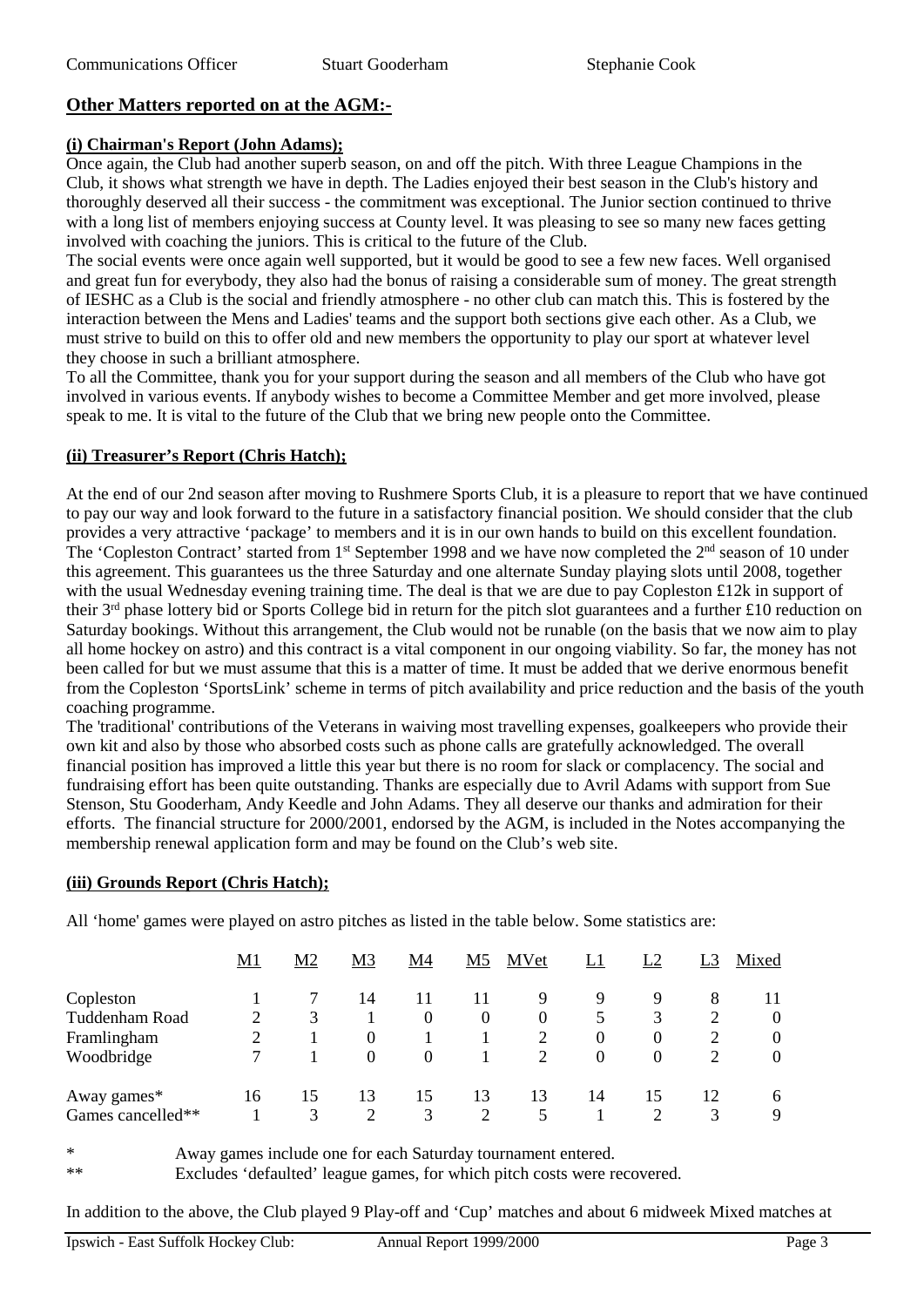| Communications Officer | Stuart Gooderham | Stephanie Cook |
|---|---|---|

## Other Matters reported on at the AGM:-

### (i) Chairman's Report (John Adams);

Once again, the Club had another superb season, on and off the pitch. With three League Champions in the Club, it shows what strength we have in depth. The Ladies enjoyed their best season in the Club's history and thoroughly deserved all their success - the commitment was exceptional. The Junior section continued to thrive with a long list of members enjoying success at County level. It was pleasing to see so many new faces getting involved with coaching the juniors. This is critical to the future of the Club.

The social events were once again well supported, but it would be good to see a few new faces. Well organised and great fun for everybody, they also had the bonus of raising a considerable sum of money. The great strength of IESHC as a Club is the social and friendly atmosphere - no other club can match this. This is fostered by the interaction between the Mens and Ladies' teams and the support both sections give each other. As a Club, we must strive to build on this to offer old and new members the opportunity to play our sport at whatever level they choose in such a brilliant atmosphere.

To all the Committee, thank you for your support during the season and all members of the Club who have got involved in various events. If anybody wishes to become a Committee Member and get more involved, please speak to me. It is vital to the future of the Club that we bring new people onto the Committee.

### (ii) Treasurer's Report (Chris Hatch);

At the end of our 2nd season after moving to Rushmere Sports Club, it is a pleasure to report that we have continued to pay our way and look forward to the future in a satisfactory financial position. We should consider that the club provides a very attractive 'package' to members and it is in our own hands to build on this excellent foundation. The 'Copleston Contract' started from 1st September 1998 and we have now completed the 2nd season of 10 under this agreement. This guarantees us the three Saturday and one alternate Sunday playing slots until 2008, together with the usual Wednesday evening training time. The deal is that we are due to pay Copleston £12k in support of their 3rd phase lottery bid or Sports College bid in return for the pitch slot guarantees and a further £10 reduction on Saturday bookings. Without this arrangement, the Club would not be runable (on the basis that we now aim to play all home hockey on astro) and this contract is a vital component in our ongoing viability. So far, the money has not been called for but we must assume that this is a matter of time. It must be added that we derive enormous benefit from the Copleston 'SportsLink' scheme in terms of pitch availability and price reduction and the basis of the youth coaching programme.

The 'traditional' contributions of the Veterans in waiving most travelling expenses, goalkeepers who provide their own kit and also by those who absorbed costs such as phone calls are gratefully acknowledged. The overall financial position has improved a little this year but there is no room for slack or complacency. The social and fundraising effort has been quite outstanding. Thanks are especially due to Avril Adams with support from Sue Stenson, Stu Gooderham, Andy Keedle and John Adams. They all deserve our thanks and admiration for their efforts. The financial structure for 2000/2001, endorsed by the AGM, is included in the Notes accompanying the membership renewal application form and may be found on the Club's web site.

### (iii) Grounds Report (Chris Hatch);

All 'home' games were played on astro pitches as listed in the table below. Some statistics are:

| | M1 | M2 | M3 | M4 | M5 | MVet | L1 | L2 | L3 | Mixed |
|---|---|---|---|---|---|---|---|---|---|---|
| Copleston | 1 | 7 | 14 | 11 | 11 | 9 | 9 | 9 | 8 | 11 |
| Tuddenham Road | 2 | 3 | 1 | 0 | 0 | 0 | 5 | 3 | 2 | 0 |
| Framlingham | 2 | 1 | 0 | 1 | 1 | 2 | 0 | 0 | 2 | 0 |
| Woodbridge | 7 | 1 | 0 | 0 | 1 | 2 | 0 | 0 | 2 | 0 |
| Away games* | 16 | 15 | 13 | 15 | 13 | 13 | 14 | 15 | 12 | 6 |
| Games cancelled** | 1 | 3 | 2 | 3 | 2 | 5 | 1 | 2 | 3 | 9 |

\* Away games include one for each Saturday tournament entered.

\** Excludes 'defaulted' league games, for which pitch costs were recovered.

In addition to the above, the Club played 9 Play-off and 'Cup' matches and about 6 midweek Mixed matches at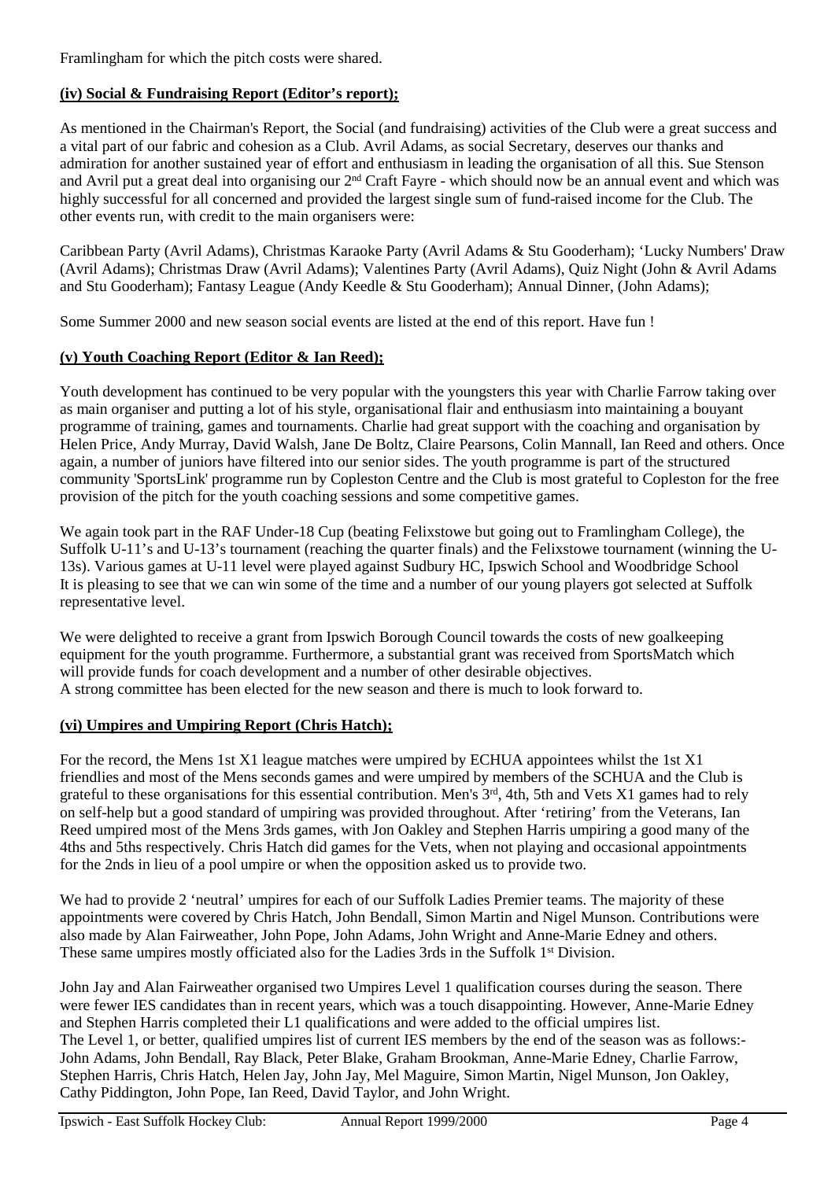Framlingham for which the pitch costs were shared.

**(iv) Social & Fundraising Report (Editor's report);**

As mentioned in the Chairman's Report, the Social (and fundraising) activities of the Club were a great success and a vital part of our fabric and cohesion as a Club. Avril Adams, as social Secretary, deserves our thanks and admiration for another sustained year of effort and enthusiasm in leading the organisation of all this. Sue Stenson and Avril put a great deal into organising our 2nd Craft Fayre - which should now be an annual event and which was highly successful for all concerned and provided the largest single sum of fund-raised income for the Club. The other events run, with credit to the main organisers were:

Caribbean Party (Avril Adams), Christmas Karaoke Party (Avril Adams & Stu Gooderham); 'Lucky Numbers' Draw (Avril Adams); Christmas Draw (Avril Adams); Valentines Party (Avril Adams), Quiz Night (John & Avril Adams) and Stu Gooderham); Fantasy League (Andy Keedle & Stu Gooderham); Annual Dinner, (John Adams);

Some Summer 2000 and new season social events are listed at the end of this report. Have fun !

**(v) Youth Coaching Report (Editor & Ian Reed);**

Youth development has continued to be very popular with the youngsters this year with Charlie Farrow taking over as main organiser and putting a lot of his style, organisational flair and enthusiasm into maintaining a bouyant programme of training, games and tournaments. Charlie had great support with the coaching and organisation by Helen Price, Andy Murray, David Walsh, Jane De Boltz, Claire Pearsons, Colin Mannall, Ian Reed and others. Once again, a number of juniors have filtered into our senior sides. The youth programme is part of the structured community 'SportsLink' programme run by Copleston Centre and the Club is most grateful to Copleston for the free provision of the pitch for the youth coaching sessions and some competitive games.

We again took part in the RAF Under-18 Cup (beating Felixstowe but going out to Framlingham College), the Suffolk U-11's and U-13's tournament (reaching the quarter finals) and the Felixstowe tournament (winning the U-13s). Various games at U-11 level were played against Sudbury HC, Ipswich School and Woodbridge School
It is pleasing to see that we can win some of the time and a number of our young players got selected at Suffolk representative level.

We were delighted to receive a grant from Ipswich Borough Council towards the costs of new goalkeeping equipment for the youth programme. Furthermore, a substantial grant was received from SportsMatch which will provide funds for coach development and a number of other desirable objectives.
A strong committee has been elected for the new season and there is much to look forward to.

**(vi) Umpires and Umpiring Report (Chris Hatch);**

For the record, the Mens 1st X1 league matches were umpired by ECHUA appointees whilst the 1st X1 friendlies and most of the Mens seconds games and were umpired by members of the SCHUA and the Club is grateful to these organisations for this essential contribution. Men's 3rd, 4th, 5th and Vets X1 games had to rely on self-help but a good standard of umpiring was provided throughout. After 'retiring' from the Veterans, Ian Reed umpired most of the Mens 3rds games, with Jon Oakley and Stephen Harris umpiring a good many of the 4ths and 5ths respectively. Chris Hatch did games for the Vets, when not playing and occasional appointments for the 2nds in lieu of a pool umpire or when the opposition asked us to provide two.

We had to provide 2 'neutral' umpires for each of our Suffolk Ladies Premier teams. The majority of these appointments were covered by Chris Hatch, John Bendall, Simon Martin and Nigel Munson. Contributions were also made by Alan Fairweather, John Pope, John Adams, John Wright and Anne-Marie Edney and others. These same umpires mostly officiated also for the Ladies 3rds in the Suffolk 1st Division.

John Jay and Alan Fairweather organised two Umpires Level 1 qualification courses during the season. There were fewer IES candidates than in recent years, which was a touch disappointing. However, Anne-Marie Edney and Stephen Harris completed their L1 qualifications and were added to the official umpires list.
The Level 1, or better, qualified umpires list of current IES members by the end of the season was as follows:- John Adams, John Bendall, Ray Black, Peter Blake, Graham Brookman, Anne-Marie Edney, Charlie Farrow, Stephen Harris, Chris Hatch, Helen Jay, John Jay, Mel Maguire, Simon Martin, Nigel Munson, Jon Oakley, Cathy Piddington, John Pope, Ian Reed, David Taylor, and John Wright.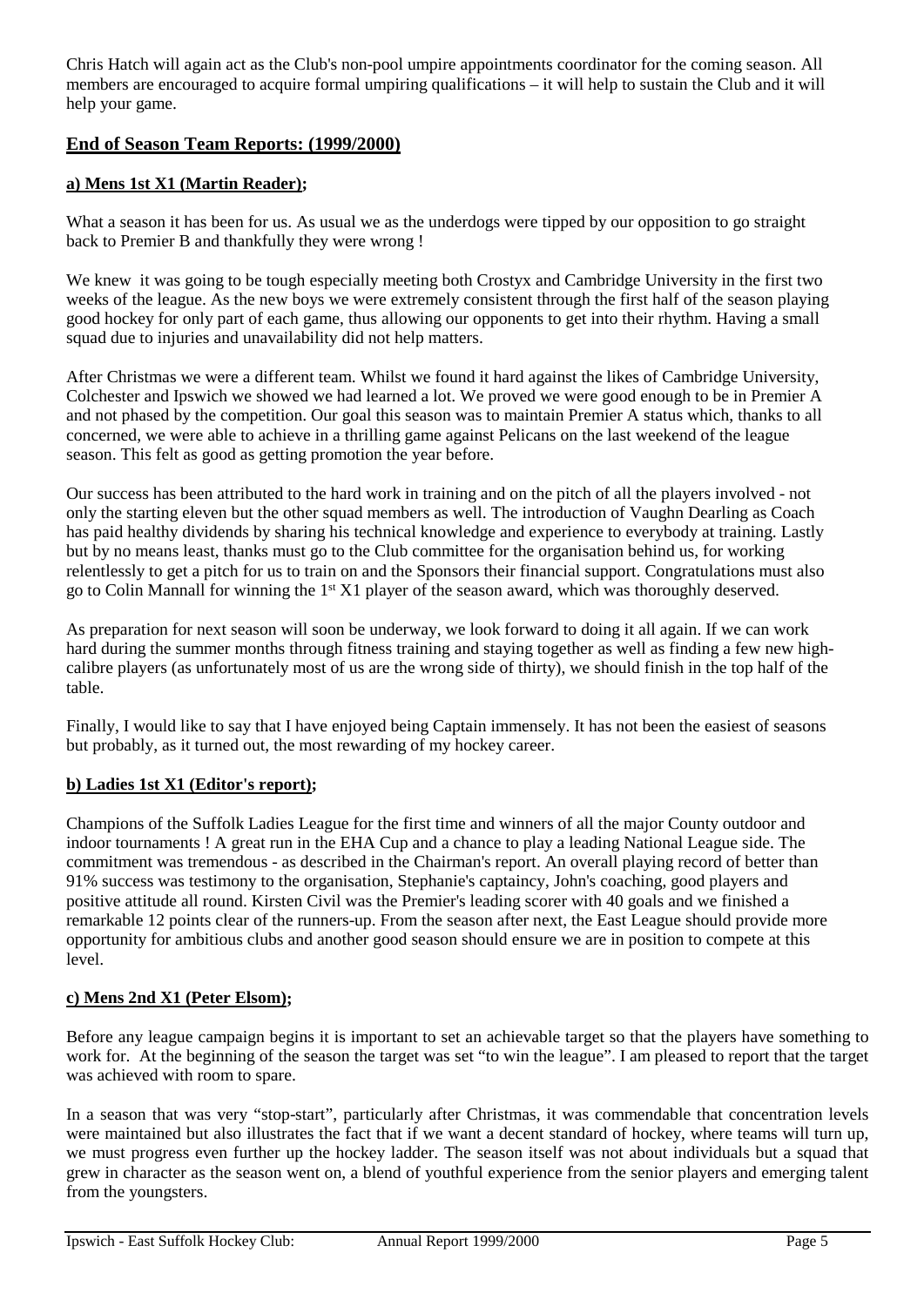Chris Hatch will again act as the Club's non-pool umpire appointments coordinator for the coming season. All members are encouraged to acquire formal umpiring qualifications – it will help to sustain the Club and it will help your game.

## End of Season Team Reports: (1999/2000)

### a) Mens 1st X1 (Martin Reader);

What a season it has been for us. As usual we as the underdogs were tipped by our opposition to go straight back to Premier B and thankfully they were wrong !

We knew it was going to be tough especially meeting both Crostyx and Cambridge University in the first two weeks of the league. As the new boys we were extremely consistent through the first half of the season playing good hockey for only part of each game, thus allowing our opponents to get into their rhythm. Having a small squad due to injuries and unavailability did not help matters.

After Christmas we were a different team. Whilst we found it hard against the likes of Cambridge University, Colchester and Ipswich we showed we had learned a lot. We proved we were good enough to be in Premier A and not phased by the competition. Our goal this season was to maintain Premier A status which, thanks to all concerned, we were able to achieve in a thrilling game against Pelicans on the last weekend of the league season. This felt as good as getting promotion the year before.

Our success has been attributed to the hard work in training and on the pitch of all the players involved - not only the starting eleven but the other squad members as well. The introduction of Vaughn Dearling as Coach has paid healthy dividends by sharing his technical knowledge and experience to everybody at training. Lastly but by no means least, thanks must go to the Club committee for the organisation behind us, for working relentlessly to get a pitch for us to train on and the Sponsors their financial support. Congratulations must also go to Colin Mannall for winning the 1st X1 player of the season award, which was thoroughly deserved.

As preparation for next season will soon be underway, we look forward to doing it all again. If we can work hard during the summer months through fitness training and staying together as well as finding a few new high-calibre players (as unfortunately most of us are the wrong side of thirty), we should finish in the top half of the table.

Finally, I would like to say that I have enjoyed being Captain immensely. It has not been the easiest of seasons but probably, as it turned out, the most rewarding of my hockey career.

### b) Ladies 1st X1 (Editor's report);

Champions of the Suffolk Ladies League for the first time and winners of all the major County outdoor and indoor tournaments ! A great run in the EHA Cup and a chance to play a leading National League side. The commitment was tremendous - as described in the Chairman's report. An overall playing record of better than 91% success was testimony to the organisation, Stephanie's captaincy, John's coaching, good players and positive attitude all round. Kirsten Civil was the Premier's leading scorer with 40 goals and we finished a remarkable 12 points clear of the runners-up. From the season after next, the East League should provide more opportunity for ambitious clubs and another good season should ensure we are in position to compete at this level.

### c) Mens 2nd X1 (Peter Elsom);

Before any league campaign begins it is important to set an achievable target so that the players have something to work for. At the beginning of the season the target was set "to win the league". I am pleased to report that the target was achieved with room to spare.

In a season that was very "stop-start", particularly after Christmas, it was commendable that concentration levels were maintained but also illustrates the fact that if we want a decent standard of hockey, where teams will turn up, we must progress even further up the hockey ladder. The season itself was not about individuals but a squad that grew in character as the season went on, a blend of youthful experience from the senior players and emerging talent from the youngsters.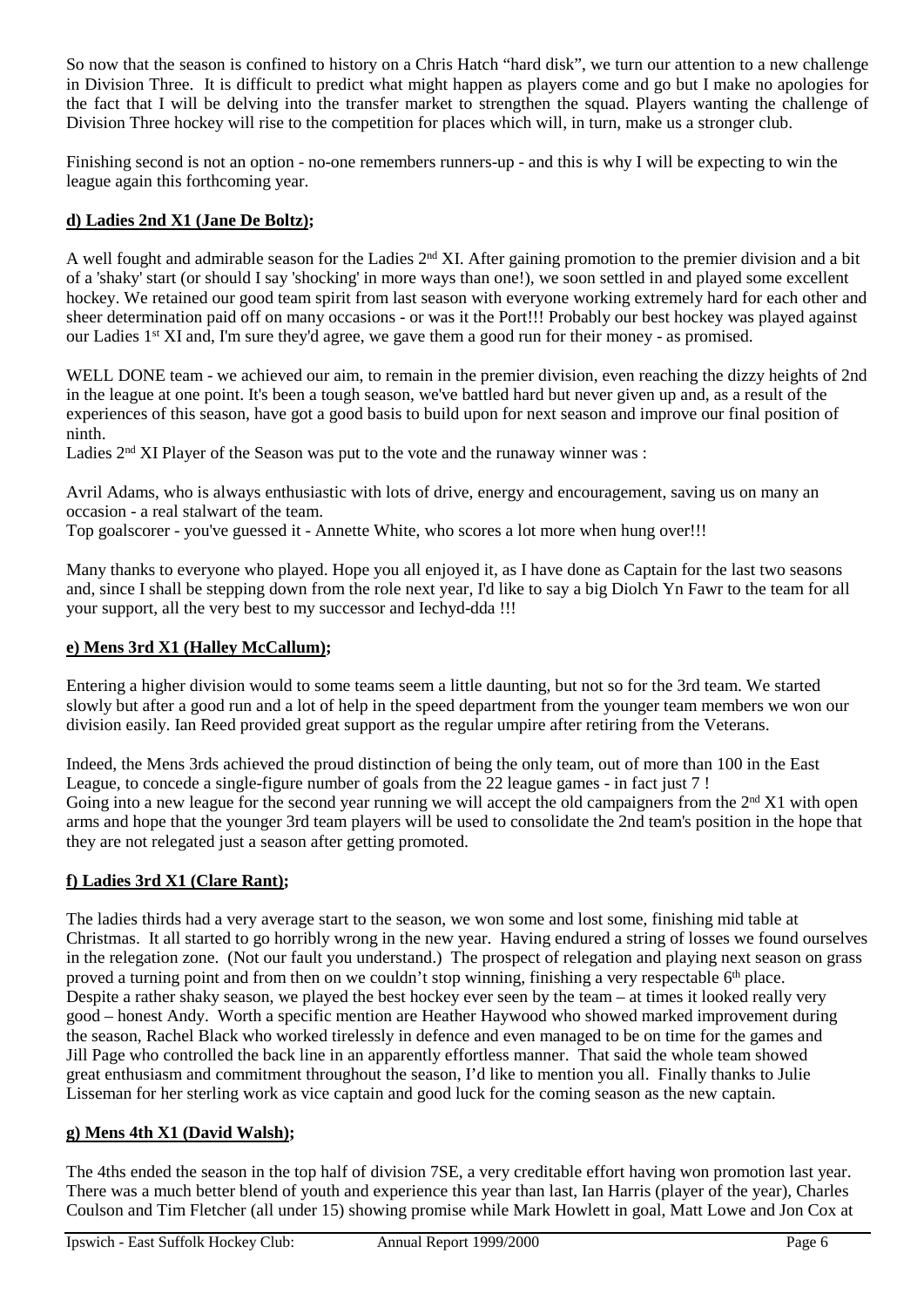So now that the season is confined to history on a Chris Hatch "hard disk", we turn our attention to a new challenge in Division Three. It is difficult to predict what might happen as players come and go but I make no apologies for the fact that I will be delving into the transfer market to strengthen the squad. Players wanting the challenge of Division Three hockey will rise to the competition for places which will, in turn, make us a stronger club.

Finishing second is not an option - no-one remembers runners-up - and this is why I will be expecting to win the league again this forthcoming year.

**d) Ladies 2nd X1 (Jane De Boltz);**

A well fought and admirable season for the Ladies 2nd XI. After gaining promotion to the premier division and a bit of a 'shaky' start (or should I say 'shocking' in more ways than one!), we soon settled in and played some excellent hockey. We retained our good team spirit from last season with everyone working extremely hard for each other and sheer determination paid off on many occasions - or was it the Port!!! Probably our best hockey was played against our Ladies 1st XI and, I'm sure they'd agree, we gave them a good run for their money - as promised.

WELL DONE team - we achieved our aim, to remain in the premier division, even reaching the dizzy heights of 2nd in the league at one point. It's been a tough season, we've battled hard but never given up and, as a result of the experiences of this season, have got a good basis to build upon for next season and improve our final position of ninth.
Ladies 2nd XI Player of the Season was put to the vote and the runaway winner was :

Avril Adams, who is always enthusiastic with lots of drive, energy and encouragement, saving us on many an occasion - a real stalwart of the team.
Top goalscorer - you've guessed it - Annette White, who scores a lot more when hung over!!!

Many thanks to everyone who played. Hope you all enjoyed it, as I have done as Captain for the last two seasons and, since I shall be stepping down from the role next year, I'd like to say a big Diolch Yn Fawr to the team for all your support, all the very best to my successor and Iechyd-dda !!!

**e) Mens 3rd X1 (Halley McCallum);**

Entering a higher division would to some teams seem a little daunting, but not so for the 3rd team. We started slowly but after a good run and a lot of help in the speed department from the younger team members we won our division easily. Ian Reed provided great support as the regular umpire after retiring from the Veterans.

Indeed, the Mens 3rds achieved the proud distinction of being the only team, out of more than 100 in the East League, to concede a single-figure number of goals from the 22 league games - in fact just 7 !
Going into a new league for the second year running we will accept the old campaigners from the 2nd X1 with open arms and hope that the younger 3rd team players will be used to consolidate the 2nd team's position in the hope that they are not relegated just a season after getting promoted.

**f) Ladies 3rd X1 (Clare Rant);**

The ladies thirds had a very average start to the season, we won some and lost some, finishing mid table at Christmas. It all started to go horribly wrong in the new year. Having endured a string of losses we found ourselves in the relegation zone. (Not our fault you understand.) The prospect of relegation and playing next season on grass proved a turning point and from then on we couldn't stop winning, finishing a very respectable 6th place.
Despite a rather shaky season, we played the best hockey ever seen by the team – at times it looked really very good – honest Andy. Worth a specific mention are Heather Haywood who showed marked improvement during the season, Rachel Black who worked tirelessly in defence and even managed to be on time for the games and Jill Page who controlled the back line in an apparently effortless manner. That said the whole team showed great enthusiasm and commitment throughout the season, I'd like to mention you all. Finally thanks to Julie Lisseman for her sterling work as vice captain and good luck for the coming season as the new captain.

**g) Mens 4th X1 (David Walsh);**

The 4ths ended the season in the top half of division 7SE, a very creditable effort having won promotion last year. There was a much better blend of youth and experience this year than last, Ian Harris (player of the year), Charles Coulson and Tim Fletcher (all under 15) showing promise while Mark Howlett in goal, Matt Lowe and Jon Cox at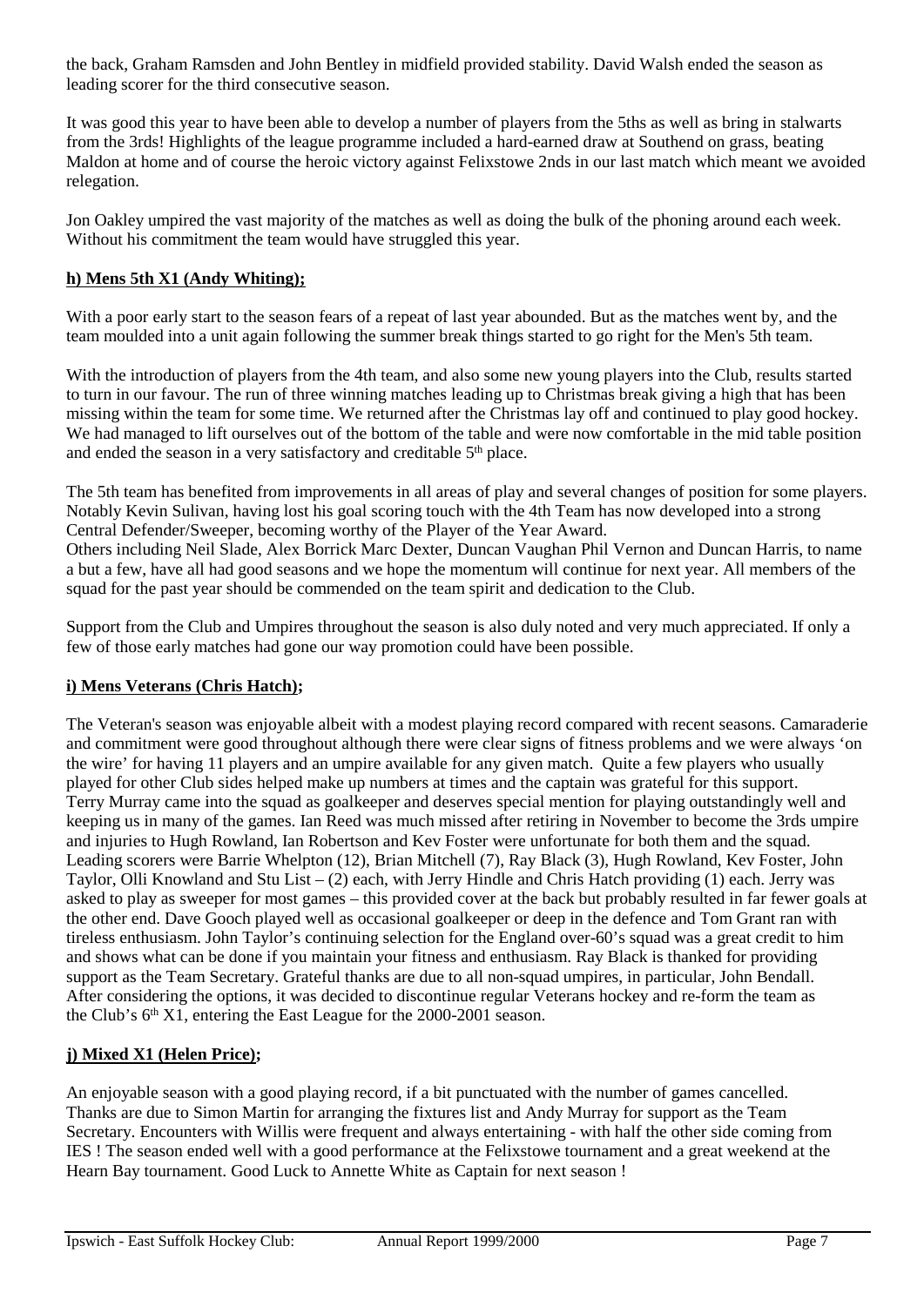the back, Graham Ramsden and John Bentley in midfield provided stability. David Walsh ended the season as leading scorer for the third consecutive season.

It was good this year to have been able to develop a number of players from the 5ths as well as bring in stalwarts from the 3rds! Highlights of the league programme included a hard-earned draw at Southend on grass, beating Maldon at home and of course the heroic victory against Felixstowe 2nds in our last match which meant we avoided relegation.

Jon Oakley umpired the vast majority of the matches as well as doing the bulk of the phoning around each week. Without his commitment the team would have struggled this year.

**h) Mens 5th X1 (Andy Whiting);**

With a poor early start to the season fears of a repeat of last year abounded. But as the matches went by, and the team moulded into a unit again following the summer break things started to go right for the Men's 5th team.

With the introduction of players from the 4th team, and also some new young players into the Club, results started to turn in our favour. The run of three winning matches leading up to Christmas break giving a high that has been missing within the team for some time. We returned after the Christmas lay off and continued to play good hockey. We had managed to lift ourselves out of the bottom of the table and were now comfortable in the mid table position and ended the season in a very satisfactory and creditable 5th place.

The 5th team has benefited from improvements in all areas of play and several changes of position for some players. Notably Kevin Sulivan, having lost his goal scoring touch with the 4th Team has now developed into a strong Central Defender/Sweeper, becoming worthy of the Player of the Year Award.
Others including Neil Slade, Alex Borrick Marc Dexter, Duncan Vaughan Phil Vernon and Duncan Harris, to name a but a few, have all had good seasons and we hope the momentum will continue for next year. All members of the squad for the past year should be commended on the team spirit and dedication to the Club.

Support from the Club and Umpires throughout the season is also duly noted and very much appreciated. If only a few of those early matches had gone our way promotion could have been possible.

**i) Mens Veterans (Chris Hatch);**

The Veteran's season was enjoyable albeit with a modest playing record compared with recent seasons. Camaraderie and commitment were good throughout although there were clear signs of fitness problems and we were always 'on the wire' for having 11 players and an umpire available for any given match. Quite a few players who usually played for other Club sides helped make up numbers at times and the captain was grateful for this support. Terry Murray came into the squad as goalkeeper and deserves special mention for playing outstandingly well and keeping us in many of the games. Ian Reed was much missed after retiring in November to become the 3rds umpire and injuries to Hugh Rowland, Ian Robertson and Kev Foster were unfortunate for both them and the squad. Leading scorers were Barrie Whelpton (12), Brian Mitchell (7), Ray Black (3), Hugh Rowland, Kev Foster, John Taylor, Olli Knowland and Stu List – (2) each, with Jerry Hindle and Chris Hatch providing (1) each. Jerry was asked to play as sweeper for most games – this provided cover at the back but probably resulted in far fewer goals at the other end. Dave Gooch played well as occasional goalkeeper or deep in the defence and Tom Grant ran with tireless enthusiasm. John Taylor's continuing selection for the England over-60's squad was a great credit to him and shows what can be done if you maintain your fitness and enthusiasm. Ray Black is thanked for providing support as the Team Secretary. Grateful thanks are due to all non-squad umpires, in particular, John Bendall. After considering the options, it was decided to discontinue regular Veterans hockey and re-form the team as the Club's 6th X1, entering the East League for the 2000-2001 season.

**j) Mixed X1 (Helen Price);**

An enjoyable season with a good playing record, if a bit punctuated with the number of games cancelled. Thanks are due to Simon Martin for arranging the fixtures list and Andy Murray for support as the Team Secretary. Encounters with Willis were frequent and always entertaining - with half the other side coming from IES ! The season ended well with a good performance at the Felixstowe tournament and a great weekend at the Hearn Bay tournament. Good Luck to Annette White as Captain for next season !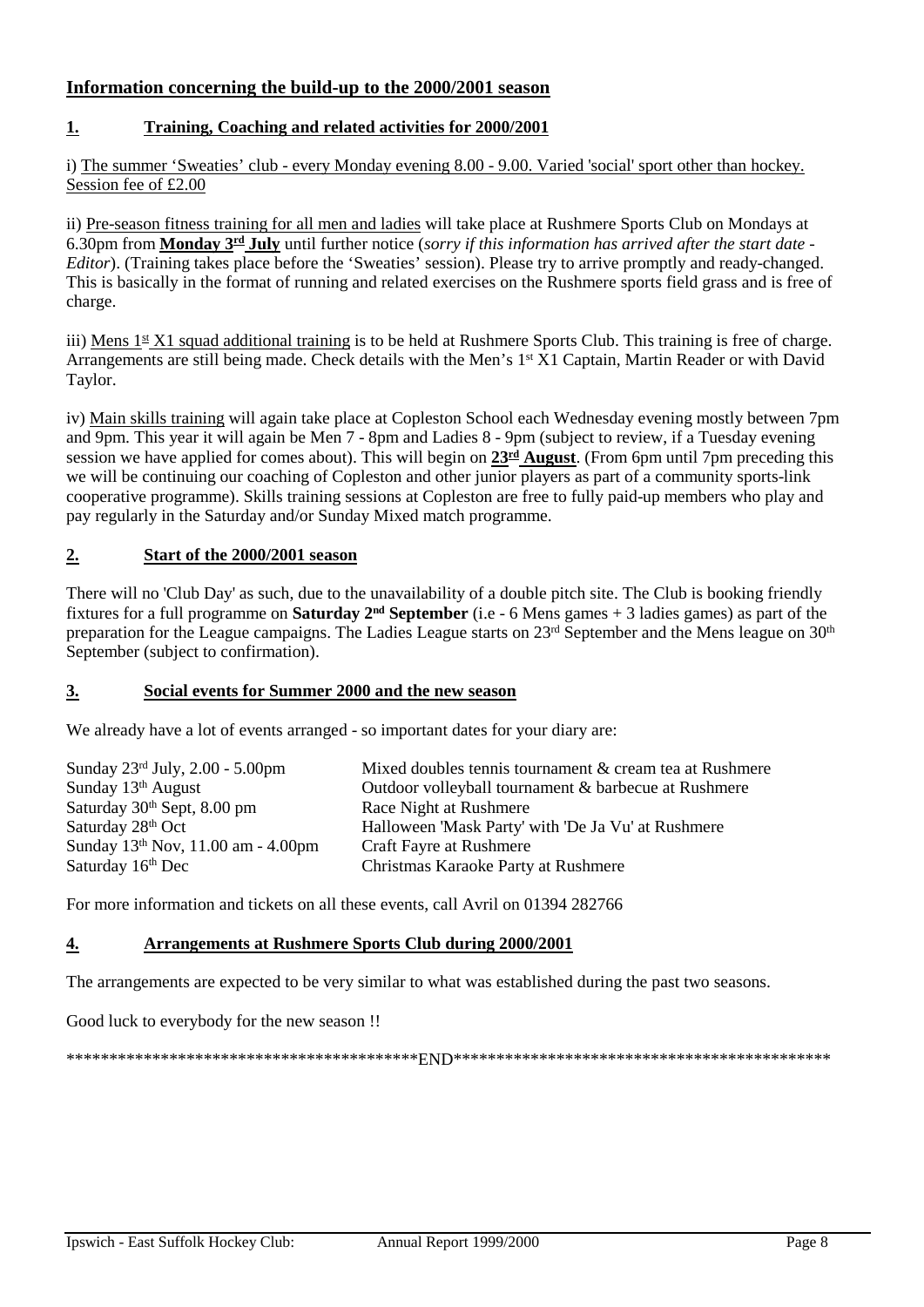## Information concerning the build-up to the 2000/2001 season

### 1. Training, Coaching and related activities for 2000/2001

i) The summer 'Sweaties' club - every Monday evening 8.00 - 9.00. Varied 'social' sport other than hockey. Session fee of £2.00

ii) Pre-season fitness training for all men and ladies will take place at Rushmere Sports Club on Mondays at 6.30pm from **Monday 3rd July** until further notice (*sorry if this information has arrived after the start date - Editor*). (Training takes place before the 'Sweaties' session). Please try to arrive promptly and ready-changed. This is basically in the format of running and related exercises on the Rushmere sports field grass and is free of charge.

iii) Mens 1st X1 squad additional training is to be held at Rushmere Sports Club. This training is free of charge. Arrangements are still being made. Check details with the Men's 1st X1 Captain, Martin Reader or with David Taylor.

iv) Main skills training will again take place at Copleston School each Wednesday evening mostly between 7pm and 9pm. This year it will again be Men 7 - 8pm and Ladies 8 - 9pm (subject to review, if a Tuesday evening session we have applied for comes about). This will begin on **23rd August**. (From 6pm until 7pm preceding this we will be continuing our coaching of Copleston and other junior players as part of a community sports-link cooperative programme). Skills training sessions at Copleston are free to fully paid-up members who play and pay regularly in the Saturday and/or Sunday Mixed match programme.

### 2. Start of the 2000/2001 season

There will no 'Club Day' as such, due to the unavailability of a double pitch site. The Club is booking friendly fixtures for a full programme on **Saturday 2nd September** (i.e - 6 Mens games + 3 ladies games) as part of the preparation for the League campaigns. The Ladies League starts on 23rd September and the Mens league on 30th September (subject to confirmation).

### 3. Social events for Summer 2000 and the new season

We already have a lot of events arranged - so important dates for your diary are:

| | |
|---|---|
| Sunday 23rd July, 2.00 - 5.00pm | Mixed doubles tennis tournament & cream tea at Rushmere |
| Sunday 13th August | Outdoor volleyball tournament & barbecue at Rushmere |
| Saturday 30th Sept, 8.00 pm | Race Night at Rushmere |
| Saturday 28th Oct | Halloween 'Mask Party' with 'De Ja Vu' at Rushmere |
| Sunday 13th Nov, 11.00 am - 4.00pm | Craft Fayre at Rushmere |
| Saturday 16th Dec | Christmas Karaoke Party at Rushmere |

For more information and tickets on all these events, call Avril on 01394 282766

### 4. Arrangements at Rushmere Sports Club during 2000/2001

The arrangements are expected to be very similar to what was established during the past two seasons.

Good luck to everybody for the new season !!

******************************************END*********************************************